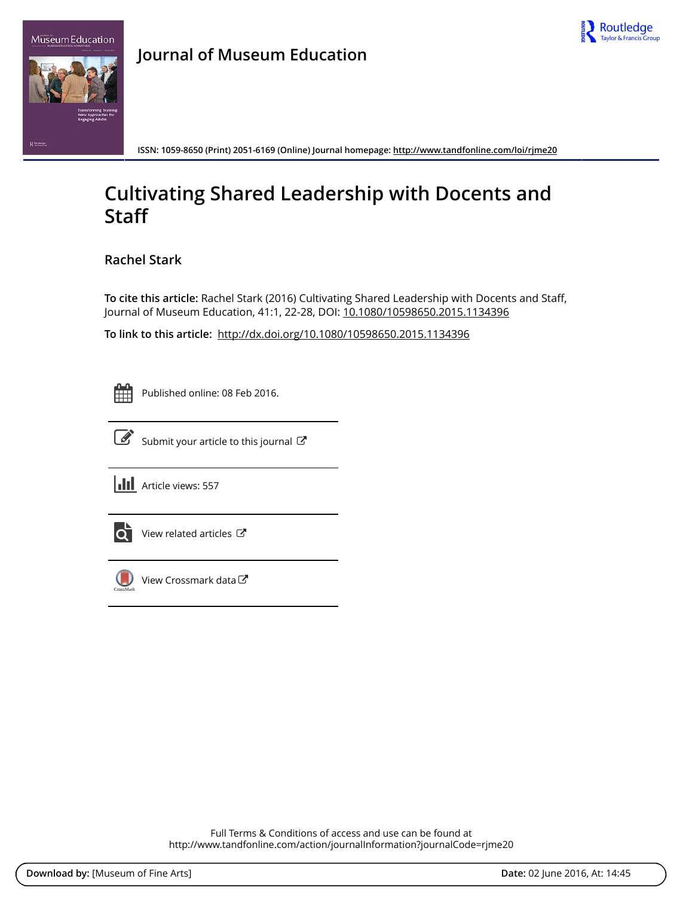Journal of Museum Education

ISSN: 1059-8650 (Print) 2051-6169 (Online) Journal homepage: http://www.tandfonline.com/loi/rjme20

# Cultivating Shared Leadership with Docents and Staff

**Rachel Stark**

**To cite this article:** Rachel Stark (2016) Cultivating Shared Leadership with Docents and Staff, Journal of Museum Education, 41:1, 22-28, DOI: 10.1080/10598650.2015.1134396

**To link to this article:** http://dx.doi.org/10.1080/10598650.2015.1134396

Published online: 08 Feb 2016.

Submit your article to this journal

Article views: 557

View related articles

View Crossmark data

Full Terms & Conditions of access and use can be found at
http://www.tandfonline.com/action/journalInformation?journalCode=rjme20

**Download by:** [Museum of Fine Arts] **Date:** 02 June 2016, At: 14:45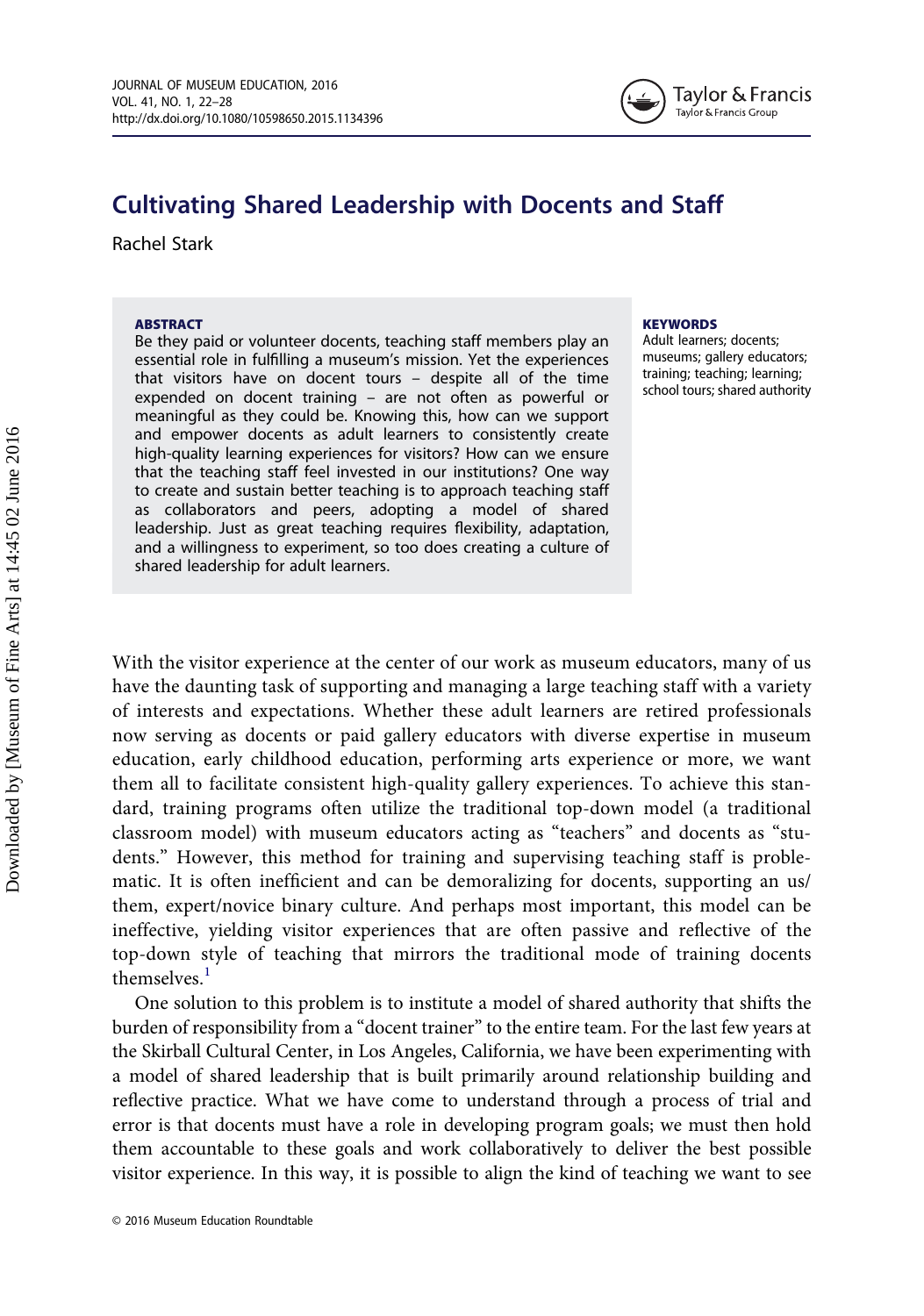# Cultivating Shared Leadership with Docents and Staff

Rachel Stark

**ABSTRACT**

Be they paid or volunteer docents, teaching staff members play an essential role in fulfilling a museum's mission. Yet the experiences that visitors have on docent tours – despite all of the time expended on docent training – are not often as powerful or meaningful as they could be. Knowing this, how can we support and empower docents as adult learners to consistently create high-quality learning experiences for visitors? How can we ensure that the teaching staff feel invested in our institutions? One way to create and sustain better teaching is to approach teaching staff as collaborators and peers, adopting a model of shared leadership. Just as great teaching requires flexibility, adaptation, and a willingness to experiment, so too does creating a culture of shared leadership for adult learners.

**KEYWORDS**

Adult learners; docents; museums; gallery educators; training; teaching; learning; school tours; shared authority

With the visitor experience at the center of our work as museum educators, many of us have the daunting task of supporting and managing a large teaching staff with a variety of interests and expectations. Whether these adult learners are retired professionals now serving as docents or paid gallery educators with diverse expertise in museum education, early childhood education, performing arts experience or more, we want them all to facilitate consistent high-quality gallery experiences. To achieve this standard, training programs often utilize the traditional top-down model (a traditional classroom model) with museum educators acting as "teachers" and docents as "students." However, this method for training and supervising teaching staff is problematic. It is often inefficient and can be demoralizing for docents, supporting an us/them, expert/novice binary culture. And perhaps most important, this model can be ineffective, yielding visitor experiences that are often passive and reflective of the top-down style of teaching that mirrors the traditional mode of training docents themselves.[1]

One solution to this problem is to institute a model of shared authority that shifts the burden of responsibility from a "docent trainer" to the entire team. For the last few years at the Skirball Cultural Center, in Los Angeles, California, we have been experimenting with a model of shared leadership that is built primarily around relationship building and reflective practice. What we have come to understand through a process of trial and error is that docents must have a role in developing program goals; we must then hold them accountable to these goals and work collaboratively to deliver the best possible visitor experience. In this way, it is possible to align the kind of teaching we want to see

© 2016 Museum Education Roundtable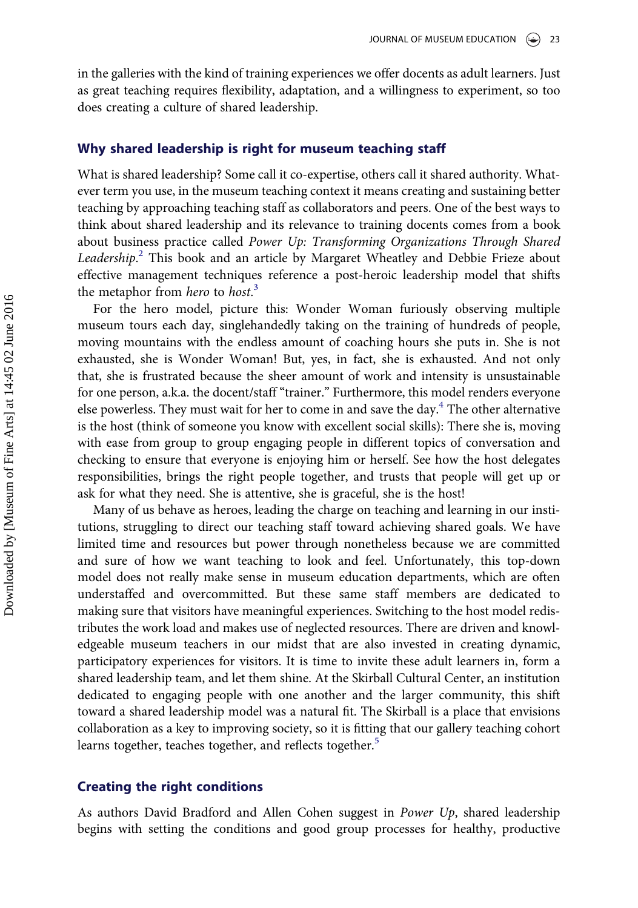in the galleries with the kind of training experiences we offer docents as adult learners. Just as great teaching requires flexibility, adaptation, and a willingness to experiment, so too does creating a culture of shared leadership.

## Why shared leadership is right for museum teaching staff

What is shared leadership? Some call it co-expertise, others call it shared authority. Whatever term you use, in the museum teaching context it means creating and sustaining better teaching by approaching teaching staff as collaborators and peers. One of the best ways to think about shared leadership and its relevance to training docents comes from a book about business practice called *Power Up: Transforming Organizations Through Shared Leadership*.[2] This book and an article by Margaret Wheatley and Debbie Frieze about effective management techniques reference a post-heroic leadership model that shifts the metaphor from *hero* to *host*.[3]

For the hero model, picture this: Wonder Woman furiously observing multiple museum tours each day, singlehandedly taking on the training of hundreds of people, moving mountains with the endless amount of coaching hours she puts in. She is not exhausted, she is Wonder Woman! But, yes, in fact, she is exhausted. And not only that, she is frustrated because the sheer amount of work and intensity is unsustainable for one person, a.k.a. the docent/staff "trainer." Furthermore, this model renders everyone else powerless. They must wait for her to come in and save the day.[4] The other alternative is the host (think of someone you know with excellent social skills): There she is, moving with ease from group to group engaging people in different topics of conversation and checking to ensure that everyone is enjoying him or herself. See how the host delegates responsibilities, brings the right people together, and trusts that people will get up or ask for what they need. She is attentive, she is graceful, she is the host!

Many of us behave as heroes, leading the charge on teaching and learning in our institutions, struggling to direct our teaching staff toward achieving shared goals. We have limited time and resources but power through nonetheless because we are committed and sure of how we want teaching to look and feel. Unfortunately, this top-down model does not really make sense in museum education departments, which are often understaffed and overcommitted. But these same staff members are dedicated to making sure that visitors have meaningful experiences. Switching to the host model redistributes the work load and makes use of neglected resources. There are driven and knowledgeable museum teachers in our midst that are also invested in creating dynamic, participatory experiences for visitors. It is time to invite these adult learners in, form a shared leadership team, and let them shine. At the Skirball Cultural Center, an institution dedicated to engaging people with one another and the larger community, this shift toward a shared leadership model was a natural fit. The Skirball is a place that envisions collaboration as a key to improving society, so it is fitting that our gallery teaching cohort learns together, teaches together, and reflects together.[5]

## Creating the right conditions

As authors David Bradford and Allen Cohen suggest in *Power Up*, shared leadership begins with setting the conditions and good group processes for healthy, productive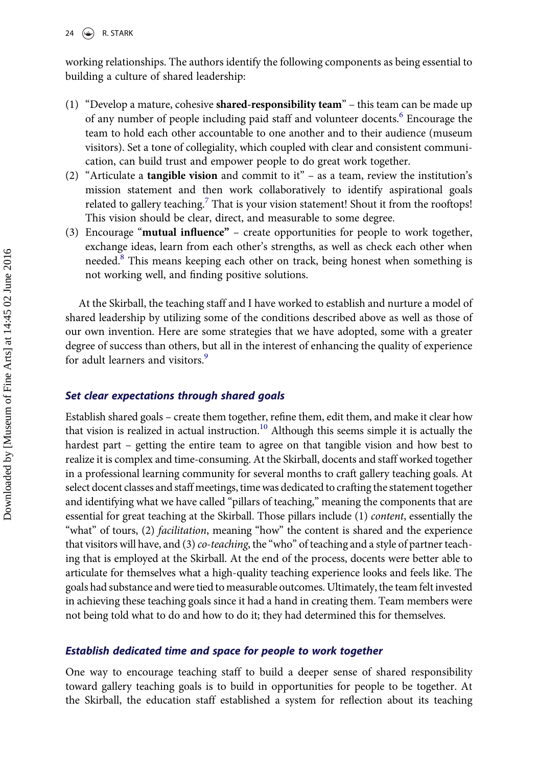working relationships. The authors identify the following components as being essential to building a culture of shared leadership:

(1) "Develop a mature, cohesive **shared-responsibility team**" – this team can be made up of any number of people including paid staff and volunteer docents.[6] Encourage the team to hold each other accountable to one another and to their audience (museum visitors). Set a tone of collegiality, which coupled with clear and consistent communication, can build trust and empower people to do great work together.
(2) "Articulate a **tangible vision** and commit to it" – as a team, review the institution's mission statement and then work collaboratively to identify aspirational goals related to gallery teaching.[7] That is your vision statement! Shout it from the rooftops! This vision should be clear, direct, and measurable to some degree.
(3) Encourage "**mutual influence"** – create opportunities for people to work together, exchange ideas, learn from each other's strengths, as well as check each other when needed.[8] This means keeping each other on track, being honest when something is not working well, and finding positive solutions.

At the Skirball, the teaching staff and I have worked to establish and nurture a model of shared leadership by utilizing some of the conditions described above as well as those of our own invention. Here are some strategies that we have adopted, some with a greater degree of success than others, but all in the interest of enhancing the quality of experience for adult learners and visitors.[9]

### *Set clear expectations through shared goals*

Establish shared goals – create them together, refine them, edit them, and make it clear how that vision is realized in actual instruction.[10] Although this seems simple it is actually the hardest part – getting the entire team to agree on that tangible vision and how best to realize it is complex and time-consuming. At the Skirball, docents and staff worked together in a professional learning community for several months to craft gallery teaching goals. At select docent classes and staff meetings, time was dedicated to crafting the statement together and identifying what we have called "pillars of teaching," meaning the components that are essential for great teaching at the Skirball. Those pillars include (1) *content*, essentially the "what" of tours, (2) *facilitation*, meaning "how" the content is shared and the experience that visitors will have, and (3) *co-teaching*, the "who" of teaching and a style of partner teaching that is employed at the Skirball. At the end of the process, docents were better able to articulate for themselves what a high-quality teaching experience looks and feels like. The goals had substance and were tied to measurable outcomes. Ultimately, the team felt invested in achieving these teaching goals since it had a hand in creating them. Team members were not being told what to do and how to do it; they had determined this for themselves.

### *Establish dedicated time and space for people to work together*

One way to encourage teaching staff to build a deeper sense of shared responsibility toward gallery teaching goals is to build in opportunities for people to be together. At the Skirball, the education staff established a system for reflection about its teaching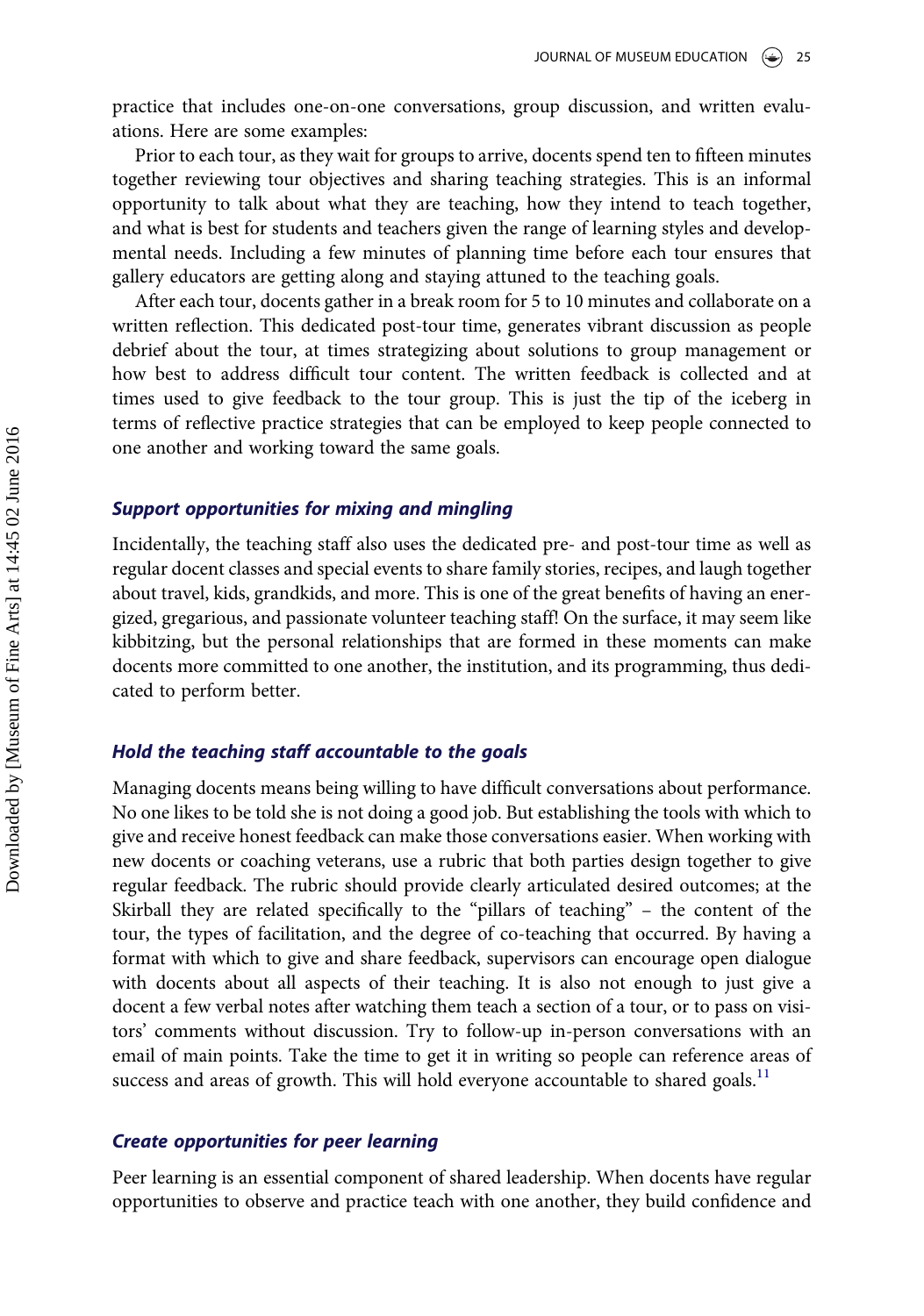practice that includes one-on-one conversations, group discussion, and written evaluations. Here are some examples:

Prior to each tour, as they wait for groups to arrive, docents spend ten to fifteen minutes together reviewing tour objectives and sharing teaching strategies. This is an informal opportunity to talk about what they are teaching, how they intend to teach together, and what is best for students and teachers given the range of learning styles and developmental needs. Including a few minutes of planning time before each tour ensures that gallery educators are getting along and staying attuned to the teaching goals.

After each tour, docents gather in a break room for 5 to 10 minutes and collaborate on a written reflection. This dedicated post-tour time, generates vibrant discussion as people debrief about the tour, at times strategizing about solutions to group management or how best to address difficult tour content. The written feedback is collected and at times used to give feedback to the tour group. This is just the tip of the iceberg in terms of reflective practice strategies that can be employed to keep people connected to one another and working toward the same goals.

### *Support opportunities for mixing and mingling*

Incidentally, the teaching staff also uses the dedicated pre- and post-tour time as well as regular docent classes and special events to share family stories, recipes, and laugh together about travel, kids, grandkids, and more. This is one of the great benefits of having an energized, gregarious, and passionate volunteer teaching staff! On the surface, it may seem like kibbitzing, but the personal relationships that are formed in these moments can make docents more committed to one another, the institution, and its programming, thus dedicated to perform better.

### *Hold the teaching staff accountable to the goals*

Managing docents means being willing to have difficult conversations about performance. No one likes to be told she is not doing a good job. But establishing the tools with which to give and receive honest feedback can make those conversations easier. When working with new docents or coaching veterans, use a rubric that both parties design together to give regular feedback. The rubric should provide clearly articulated desired outcomes; at the Skirball they are related specifically to the "pillars of teaching" – the content of the tour, the types of facilitation, and the degree of co-teaching that occurred. By having a format with which to give and share feedback, supervisors can encourage open dialogue with docents about all aspects of their teaching. It is also not enough to just give a docent a few verbal notes after watching them teach a section of a tour, or to pass on visitors' comments without discussion. Try to follow-up in-person conversations with an email of main points. Take the time to get it in writing so people can reference areas of success and areas of growth. This will hold everyone accountable to shared goals.[11]

### *Create opportunities for peer learning*

Peer learning is an essential component of shared leadership. When docents have regular opportunities to observe and practice teach with one another, they build confidence and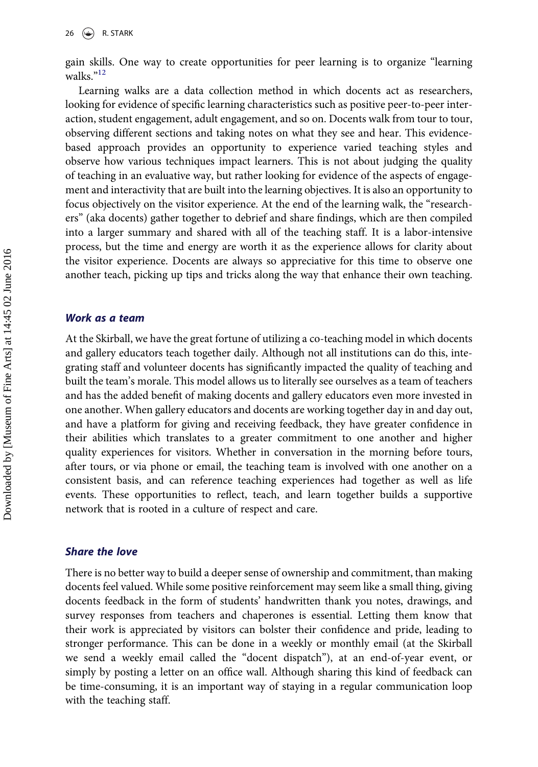gain skills. One way to create opportunities for peer learning is to organize "learning walks."[12]

Learning walks are a data collection method in which docents act as researchers, looking for evidence of specific learning characteristics such as positive peer-to-peer interaction, student engagement, adult engagement, and so on. Docents walk from tour to tour, observing different sections and taking notes on what they see and hear. This evidence-based approach provides an opportunity to experience varied teaching styles and observe how various techniques impact learners. This is not about judging the quality of teaching in an evaluative way, but rather looking for evidence of the aspects of engagement and interactivity that are built into the learning objectives. It is also an opportunity to focus objectively on the visitor experience. At the end of the learning walk, the "researchers" (aka docents) gather together to debrief and share findings, which are then compiled into a larger summary and shared with all of the teaching staff. It is a labor-intensive process, but the time and energy are worth it as the experience allows for clarity about the visitor experience. Docents are always so appreciative for this time to observe one another teach, picking up tips and tricks along the way that enhance their own teaching.

### *Work as a team*

At the Skirball, we have the great fortune of utilizing a co-teaching model in which docents and gallery educators teach together daily. Although not all institutions can do this, integrating staff and volunteer docents has significantly impacted the quality of teaching and built the team's morale. This model allows us to literally see ourselves as a team of teachers and has the added benefit of making docents and gallery educators even more invested in one another. When gallery educators and docents are working together day in and day out, and have a platform for giving and receiving feedback, they have greater confidence in their abilities which translates to a greater commitment to one another and higher quality experiences for visitors. Whether in conversation in the morning before tours, after tours, or via phone or email, the teaching team is involved with one another on a consistent basis, and can reference teaching experiences had together as well as life events. These opportunities to reflect, teach, and learn together builds a supportive network that is rooted in a culture of respect and care.

### *Share the love*

There is no better way to build a deeper sense of ownership and commitment, than making docents feel valued. While some positive reinforcement may seem like a small thing, giving docents feedback in the form of students' handwritten thank you notes, drawings, and survey responses from teachers and chaperones is essential. Letting them know that their work is appreciated by visitors can bolster their confidence and pride, leading to stronger performance. This can be done in a weekly or monthly email (at the Skirball we send a weekly email called the "docent dispatch"), at an end-of-year event, or simply by posting a letter on an office wall. Although sharing this kind of feedback can be time-consuming, it is an important way of staying in a regular communication loop with the teaching staff.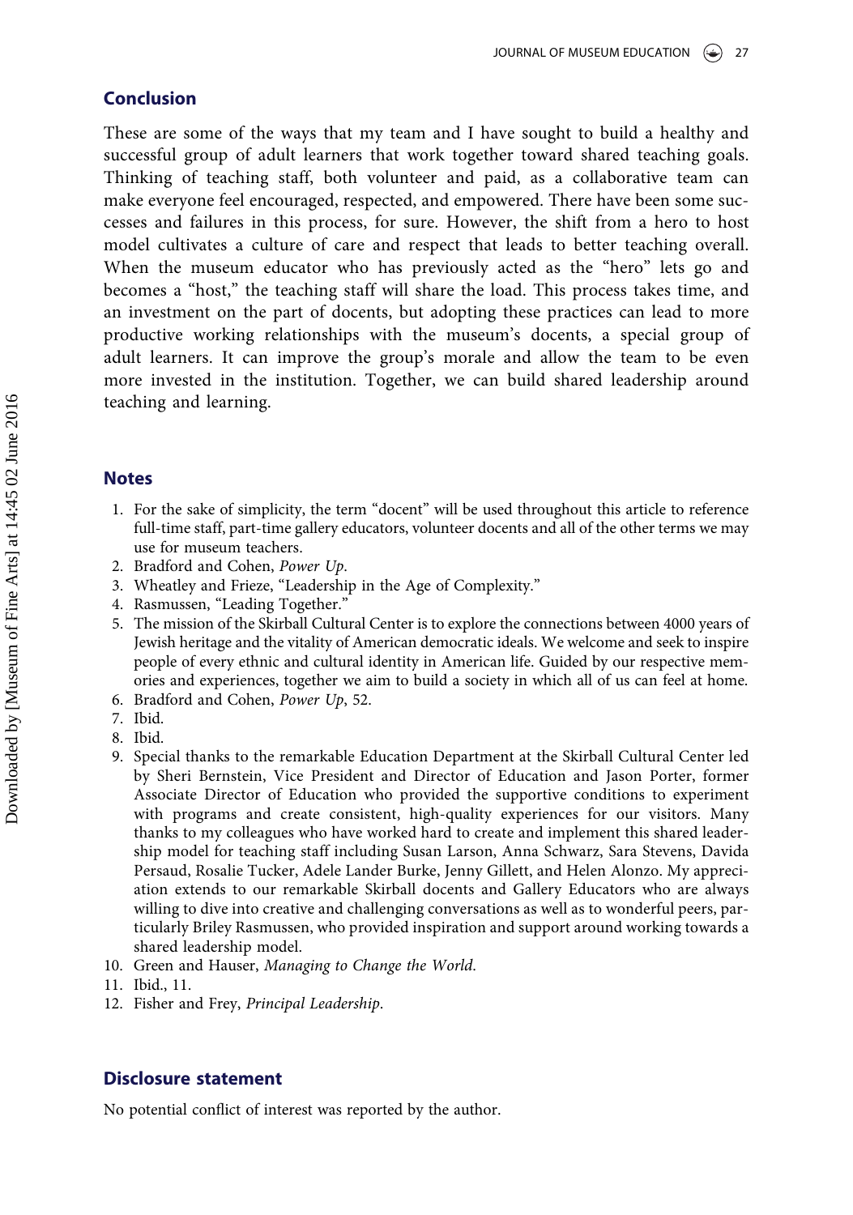## Conclusion

These are some of the ways that my team and I have sought to build a healthy and successful group of adult learners that work together toward shared teaching goals. Thinking of teaching staff, both volunteer and paid, as a collaborative team can make everyone feel encouraged, respected, and empowered. There have been some successes and failures in this process, for sure. However, the shift from a hero to host model cultivates a culture of care and respect that leads to better teaching overall. When the museum educator who has previously acted as the "hero" lets go and becomes a "host," the teaching staff will share the load. This process takes time, and an investment on the part of docents, but adopting these practices can lead to more productive working relationships with the museum's docents, a special group of adult learners. It can improve the group's morale and allow the team to be even more invested in the institution. Together, we can build shared leadership around teaching and learning.

## Notes

1. For the sake of simplicity, the term "docent" will be used throughout this article to reference full-time staff, part-time gallery educators, volunteer docents and all of the other terms we may use for museum teachers.
2. Bradford and Cohen, *Power Up*.
3. Wheatley and Frieze, "Leadership in the Age of Complexity."
4. Rasmussen, "Leading Together."
5. The mission of the Skirball Cultural Center is to explore the connections between 4000 years of Jewish heritage and the vitality of American democratic ideals. We welcome and seek to inspire people of every ethnic and cultural identity in American life. Guided by our respective memories and experiences, together we aim to build a society in which all of us can feel at home.
6. Bradford and Cohen, *Power Up*, 52.
7. Ibid.
8. Ibid.
9. Special thanks to the remarkable Education Department at the Skirball Cultural Center led by Sheri Bernstein, Vice President and Director of Education and Jason Porter, former Associate Director of Education who provided the supportive conditions to experiment with programs and create consistent, high-quality experiences for our visitors. Many thanks to my colleagues who have worked hard to create and implement this shared leadership model for teaching staff including Susan Larson, Anna Schwarz, Sara Stevens, Davida Persaud, Rosalie Tucker, Adele Lander Burke, Jenny Gillett, and Helen Alonzo. My appreciation extends to our remarkable Skirball docents and Gallery Educators who are always willing to dive into creative and challenging conversations as well as to wonderful peers, particularly Briley Rasmussen, who provided inspiration and support around working towards a shared leadership model.
10. Green and Hauser, *Managing to Change the World*.
11. Ibid., 11.
12. Fisher and Frey, *Principal Leadership*.

## Disclosure statement

No potential conflict of interest was reported by the author.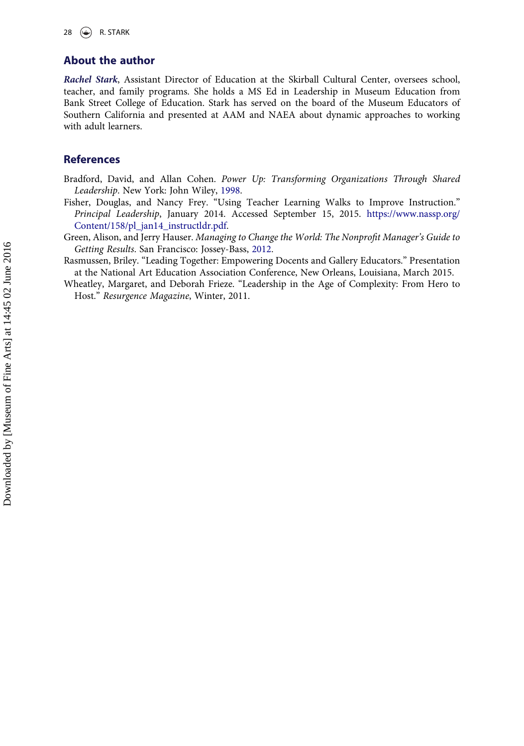## About the author

***Rachel Stark***, Assistant Director of Education at the Skirball Cultural Center, oversees school, teacher, and family programs. She holds a MS Ed in Leadership in Museum Education from Bank Street College of Education. Stark has served on the board of the Museum Educators of Southern California and presented at AAM and NAEA about dynamic approaches to working with adult learners.

## References

Bradford, David, and Allan Cohen. *Power Up: Transforming Organizations Through Shared Leadership*. New York: John Wiley, 1998.

Fisher, Douglas, and Nancy Frey. "Using Teacher Learning Walks to Improve Instruction." *Principal Leadership*, January 2014. Accessed September 15, 2015. https://www.nassp.org/Content/158/pl_jan14_instructldr.pdf.

Green, Alison, and Jerry Hauser. *Managing to Change the World: The Nonprofit Manager's Guide to Getting Results*. San Francisco: Jossey-Bass, 2012.

Rasmussen, Briley. "Leading Together: Empowering Docents and Gallery Educators." Presentation at the National Art Education Association Conference, New Orleans, Louisiana, March 2015.

Wheatley, Margaret, and Deborah Frieze. "Leadership in the Age of Complexity: From Hero to Host." *Resurgence Magazine*, Winter, 2011.